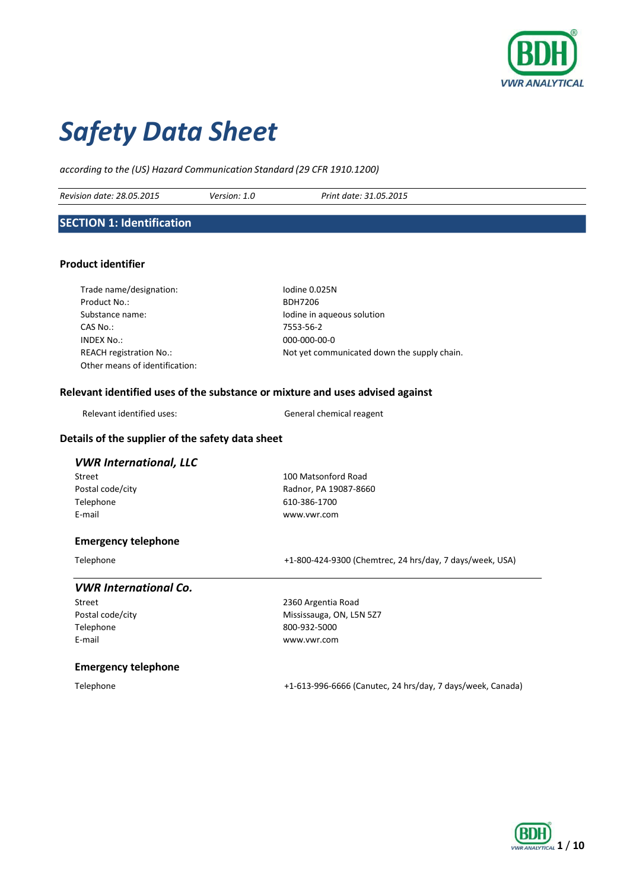# Safety Data Sheet

*according to the (US) Hazard Communication Standard (29 CFR 1910.1200)*

*Revision date: 28.05.2015* *Version: 1.0* *Print date: 31.05.2015*

## SECTION 1: Identification

### Product identifier

| | |
|---|---|
| Trade name/designation: | Iodine 0.025N |
| Product No.: | BDH7206 |
| Substance name: | Iodine in aqueous solution |
| CAS No.: | 7553-56-2 |
| INDEX No.: | 000-000-00-0 |
| REACH registration No.: | Not yet communicated down the supply chain. |
| Other means of identification: | |

### Relevant identified uses of the substance or mixture and uses advised against

| | |
|---|---|
| Relevant identified uses: | General chemical reagent |

### Details of the supplier of the safety data sheet

#### *VWR International, LLC*

| | |
|---|---|
| Street | 100 Matsonford Road |
| Postal code/city | Radnor, PA 19087-8660 |
| Telephone | 610-386-1700 |
| E-mail | www.vwr.com |

#### Emergency telephone

| | |
|---|---|
| Telephone | +1-800-424-9300 (Chemtrec, 24 hrs/day, 7 days/week, USA) |

#### *VWR International Co.*

| | |
|---|---|
| Street | 2360 Argentia Road |
| Postal code/city | Mississauga, ON, L5N 5Z7 |
| Telephone | 800-932-5000 |
| E-mail | www.vwr.com |

#### Emergency telephone

| | |
|---|---|
| Telephone | +1-613-996-6666 (Canutec, 24 hrs/day, 7 days/week, Canada) |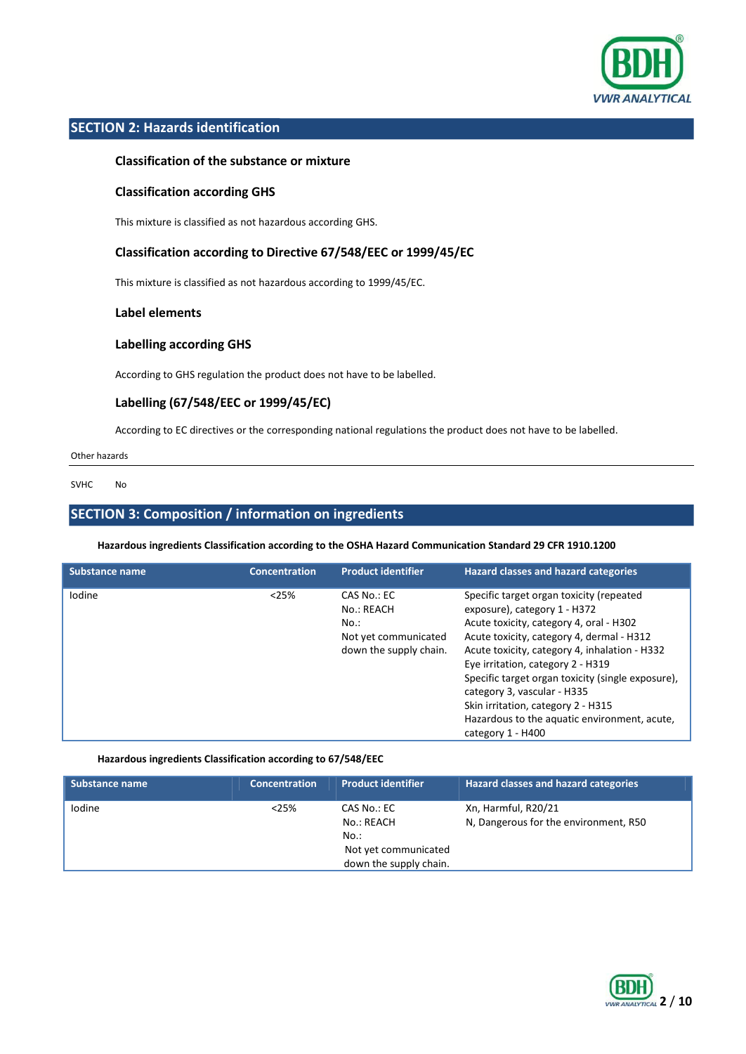## SECTION 2: Hazards identification

### Classification of the substance or mixture

### Classification according GHS

This mixture is classified as not hazardous according GHS.

### Classification according to Directive 67/548/EEC or 1999/45/EC

This mixture is classified as not hazardous according to 1999/45/EC.

### Label elements

### Labelling according GHS

According to GHS regulation the product does not have to be labelled.

### Labelling (67/548/EEC or 1999/45/EC)

According to EC directives or the corresponding national regulations the product does not have to be labelled.

Other hazards

SVHC No

## SECTION 3: Composition / information on ingredients

**Hazardous ingredients Classification according to the OSHA Hazard Communication Standard 29 CFR 1910.1200**

| Substance name | Concentration | Product identifier | Hazard classes and hazard categories |
|---|---|---|---|
| Iodine | <25% | CAS No.: EC No.: REACH No.: Not yet communicated down the supply chain. | Specific target organ toxicity (repeated exposure), category 1 - H372<br>Acute toxicity, category 4, oral - H302<br>Acute toxicity, category 4, dermal - H312<br>Acute toxicity, category 4, inhalation - H332<br>Eye irritation, category 2 - H319<br>Specific target organ toxicity (single exposure), category 3, vascular - H335<br>Skin irritation, category 2 - H315<br>Hazardous to the aquatic environment, acute, category 1 - H400 |

**Hazardous ingredients Classification according to 67/548/EEC**

| Substance name | Concentration | Product identifier | Hazard classes and hazard categories |
|---|---|---|---|
| Iodine | <25% | CAS No.: EC No.: REACH No.: Not yet communicated down the supply chain. | Xn, Harmful, R20/21<br>N, Dangerous for the environment, R50 |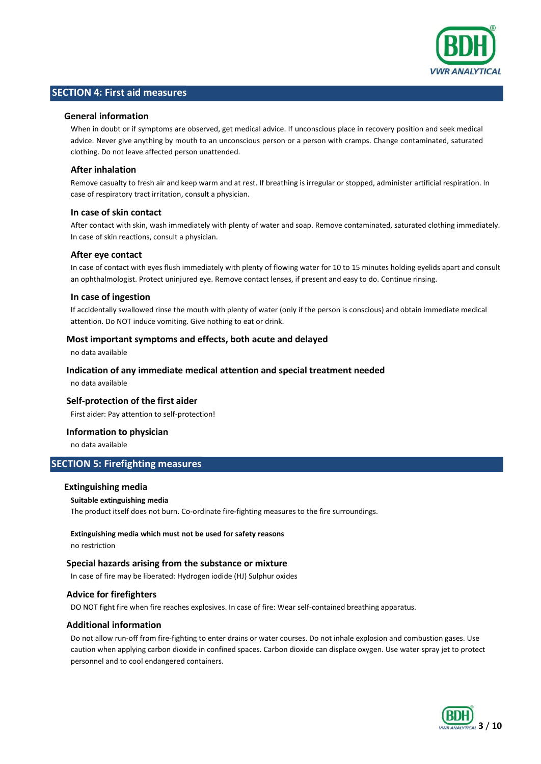## SECTION 4: First aid measures

### General information

When in doubt or if symptoms are observed, get medical advice. If unconscious place in recovery position and seek medical advice. Never give anything by mouth to an unconscious person or a person with cramps. Change contaminated, saturated clothing. Do not leave affected person unattended.

### After inhalation

Remove casualty to fresh air and keep warm and at rest. If breathing is irregular or stopped, administer artificial respiration. In case of respiratory tract irritation, consult a physician.

### In case of skin contact

After contact with skin, wash immediately with plenty of water and soap. Remove contaminated, saturated clothing immediately. In case of skin reactions, consult a physician.

### After eye contact

In case of contact with eyes flush immediately with plenty of flowing water for 10 to 15 minutes holding eyelids apart and consult an ophthalmologist. Protect uninjured eye. Remove contact lenses, if present and easy to do. Continue rinsing.

### In case of ingestion

If accidentally swallowed rinse the mouth with plenty of water (only if the person is conscious) and obtain immediate medical attention. Do NOT induce vomiting. Give nothing to eat or drink.

### Most important symptoms and effects, both acute and delayed

no data available

### Indication of any immediate medical attention and special treatment needed

no data available

### Self-protection of the first aider

First aider: Pay attention to self-protection!

### Information to physician

no data available

## SECTION 5: Firefighting measures

### Extinguishing media

**Suitable extinguishing media**

The product itself does not burn. Co-ordinate fire-fighting measures to the fire surroundings.

**Extinguishing media which must not be used for safety reasons**

no restriction

### Special hazards arising from the substance or mixture

In case of fire may be liberated: Hydrogen iodide (HJ) Sulphur oxides

### Advice for firefighters

DO NOT fight fire when fire reaches explosives. In case of fire: Wear self-contained breathing apparatus.

### Additional information

Do not allow run-off from fire-fighting to enter drains or water courses. Do not inhale explosion and combustion gases. Use caution when applying carbon dioxide in confined spaces. Carbon dioxide can displace oxygen. Use water spray jet to protect personnel and to cool endangered containers.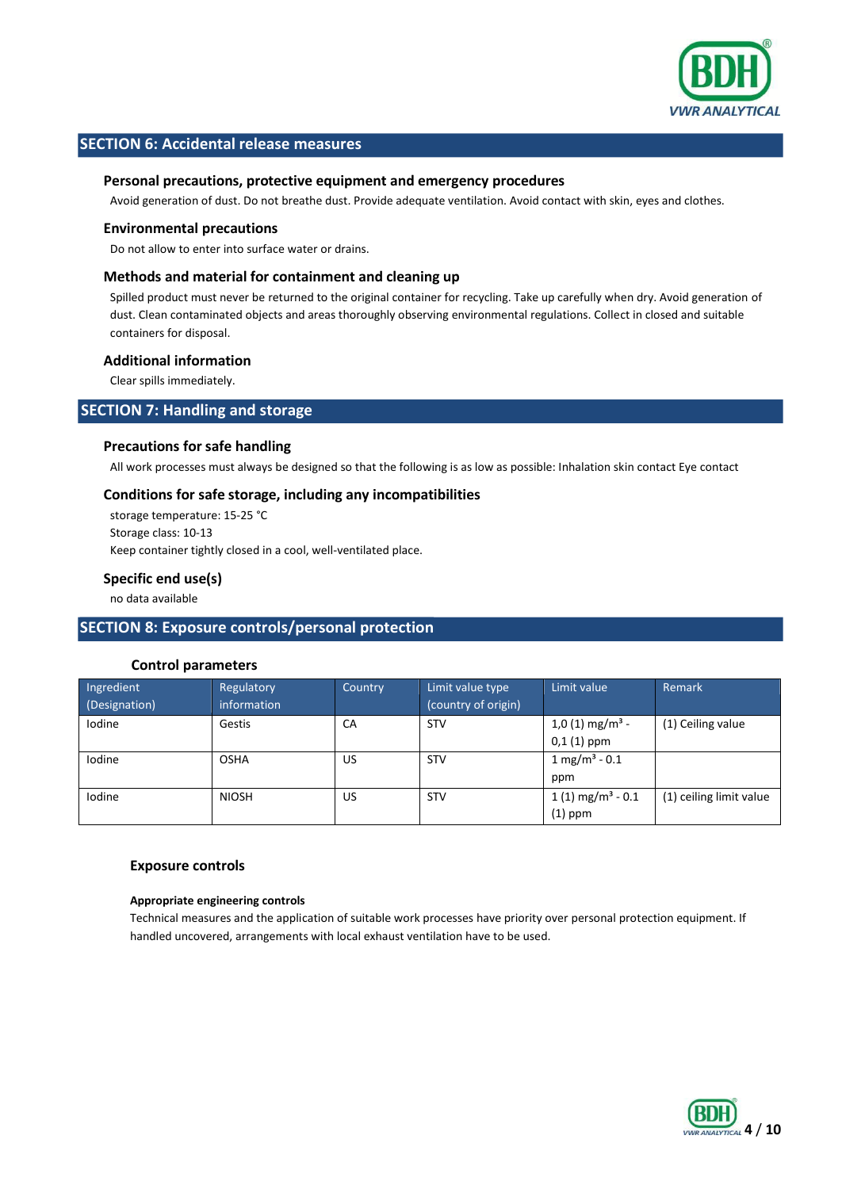## SECTION 6: Accidental release measures

### Personal precautions, protective equipment and emergency procedures

Avoid generation of dust. Do not breathe dust. Provide adequate ventilation. Avoid contact with skin, eyes and clothes.

### Environmental precautions

Do not allow to enter into surface water or drains.

### Methods and material for containment and cleaning up

Spilled product must never be returned to the original container for recycling. Take up carefully when dry. Avoid generation of dust. Clean contaminated objects and areas thoroughly observing environmental regulations. Collect in closed and suitable containers for disposal.

### Additional information

Clear spills immediately.

## SECTION 7: Handling and storage

### Precautions for safe handling

All work processes must always be designed so that the following is as low as possible: Inhalation skin contact Eye contact

### Conditions for safe storage, including any incompatibilities

storage temperature: 15-25 °C
Storage class: 10-13
Keep container tightly closed in a cool, well-ventilated place.

### Specific end use(s)

no data available

## SECTION 8: Exposure controls/personal protection

### Control parameters

| Ingredient (Designation) | Regulatory information | Country | Limit value type (country of origin) | Limit value | Remark |
|---|---|---|---|---|---|
| Iodine | Gestis | CA | STV | 1,0 (1) mg/m³ - 0,1 (1) ppm | (1) Ceiling value |
| Iodine | OSHA | US | STV | 1 mg/m³ - 0.1 ppm | |
| Iodine | NIOSH | US | STV | 1 (1) mg/m³ - 0.1 (1) ppm | (1) ceiling limit value |

### Exposure controls

**Appropriate engineering controls**

Technical measures and the application of suitable work processes have priority over personal protection equipment. If handled uncovered, arrangements with local exhaust ventilation have to be used.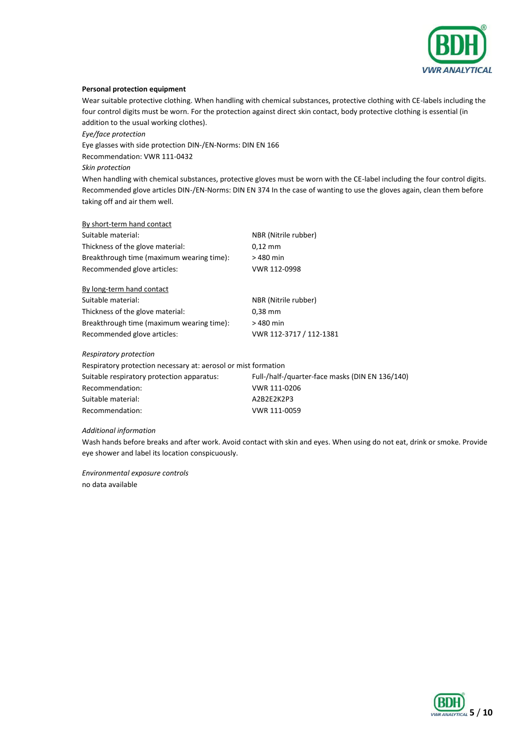**Personal protection equipment**

Wear suitable protective clothing. When handling with chemical substances, protective clothing with CE-labels including the four control digits must be worn. For the protection against direct skin contact, body protective clothing is essential (in addition to the usual working clothes).

*Eye/face protection*

Eye glasses with side protection DIN-/EN-Norms: DIN EN 166

Recommendation: VWR 111-0432

*Skin protection*

When handling with chemical substances, protective gloves must be worn with the CE-label including the four control digits. Recommended glove articles DIN-/EN-Norms: DIN EN 374 In the case of wanting to use the gloves again, clean them before taking off and air them well.

<u>By short-term hand contact</u>

| | |
|---|---|
| Suitable material: | NBR (Nitrile rubber) |
| Thickness of the glove material: | 0,12 mm |
| Breakthrough time (maximum wearing time): | > 480 min |
| Recommended glove articles: | VWR 112-0998 |

<u>By long-term hand contact</u>

| | |
|---|---|
| Suitable material: | NBR (Nitrile rubber) |
| Thickness of the glove material: | 0,38 mm |
| Breakthrough time (maximum wearing time): | > 480 min |
| Recommended glove articles: | VWR 112-3717 / 112-1381 |

*Respiratory protection*

Respiratory protection necessary at: aerosol or mist formation

| | |
|---|---|
| Suitable respiratory protection apparatus: | Full-/half-/quarter-face masks (DIN EN 136/140) |
| Recommendation: | VWR 111-0206 |
| Suitable material: | A2B2E2K2P3 |
| Recommendation: | VWR 111-0059 |

*Additional information*

Wash hands before breaks and after work. Avoid contact with skin and eyes. When using do not eat, drink or smoke. Provide eye shower and label its location conspicuously.

*Environmental exposure controls*

no data available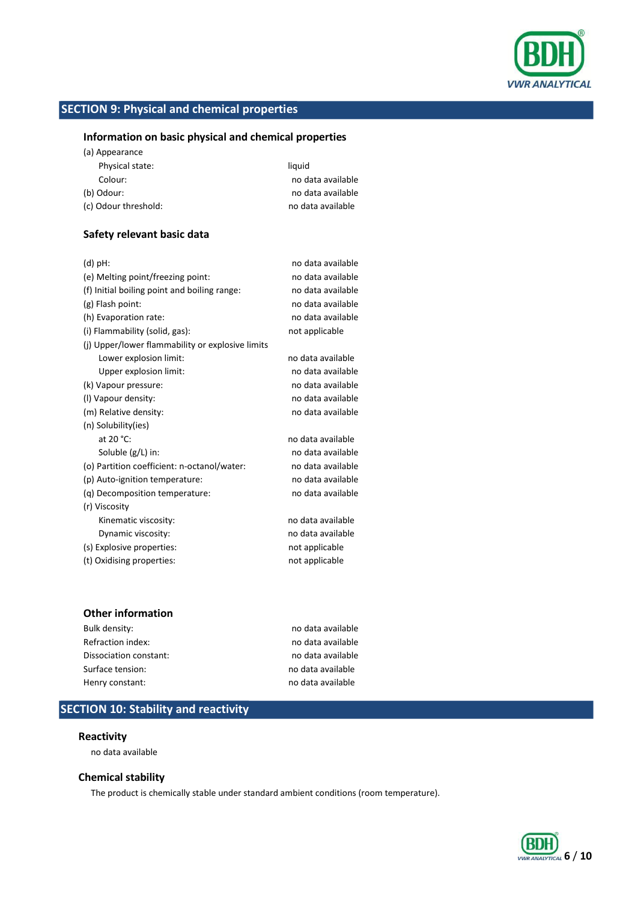## SECTION 9: Physical and chemical properties

### Information on basic physical and chemical properties

| | |
|---|---|
| (a) Appearance | |
| Physical state: | liquid |
| Colour: | no data available |
| (b) Odour: | no data available |
| (c) Odour threshold: | no data available |

### Safety relevant basic data

| | |
|---|---|
| (d) pH: | no data available |
| (e) Melting point/freezing point: | no data available |
| (f) Initial boiling point and boiling range: | no data available |
| (g) Flash point: | no data available |
| (h) Evaporation rate: | no data available |
| (i) Flammability (solid, gas): | not applicable |
| (j) Upper/lower flammability or explosive limits | |
| Lower explosion limit: | no data available |
| Upper explosion limit: | no data available |
| (k) Vapour pressure: | no data available |
| (l) Vapour density: | no data available |
| (m) Relative density: | no data available |
| (n) Solubility(ies) | |
| at 20 °C: | no data available |
| Soluble (g/L) in: | no data available |
| (o) Partition coefficient: n-octanol/water: | no data available |
| (p) Auto-ignition temperature: | no data available |
| (q) Decomposition temperature: | no data available |
| (r) Viscosity | |
| Kinematic viscosity: | no data available |
| Dynamic viscosity: | no data available |
| (s) Explosive properties: | not applicable |
| (t) Oxidising properties: | not applicable |

### Other information

| | |
|---|---|
| Bulk density: | no data available |
| Refraction index: | no data available |
| Dissociation constant: | no data available |
| Surface tension: | no data available |
| Henry constant: | no data available |

## SECTION 10: Stability and reactivity

### Reactivity

no data available

### Chemical stability

The product is chemically stable under standard ambient conditions (room temperature).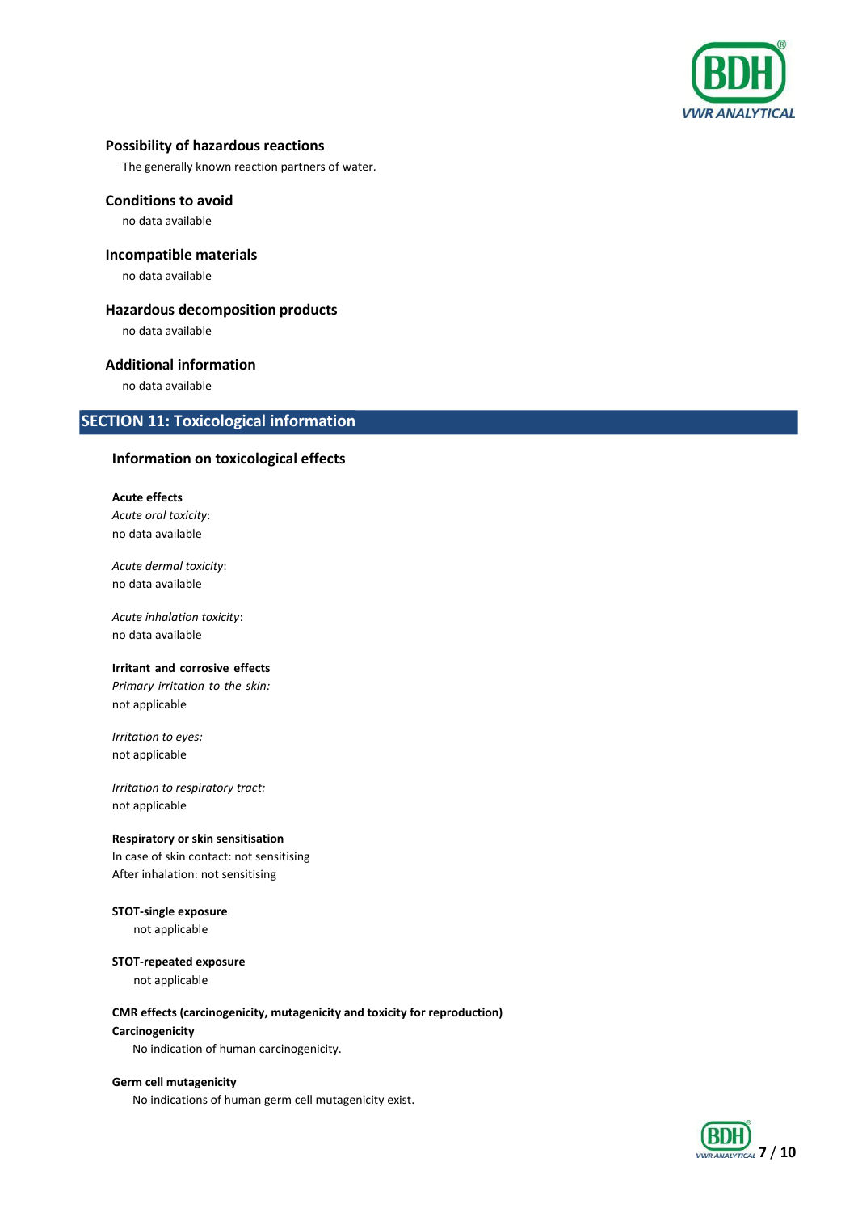### Possibility of hazardous reactions

The generally known reaction partners of water.

### Conditions to avoid

no data available

### Incompatible materials

no data available

### Hazardous decomposition products

no data available

### Additional information

no data available

## SECTION 11: Toxicological information

### Information on toxicological effects

**Acute effects**

*Acute oral toxicity*:
no data available

*Acute dermal toxicity*:
no data available

*Acute inhalation toxicity*:
no data available

**Irritant and corrosive effects**

*Primary irritation to the skin:*
not applicable

*Irritation to eyes:*
not applicable

*Irritation to respiratory tract:*
not applicable

**Respiratory or skin sensitisation**

In case of skin contact: not sensitising
After inhalation: not sensitising

**STOT-single exposure**

not applicable

**STOT-repeated exposure**

not applicable

**CMR effects (carcinogenicity, mutagenicity and toxicity for reproduction)**

**Carcinogenicity**

No indication of human carcinogenicity.

**Germ cell mutagenicity**

No indications of human germ cell mutagenicity exist.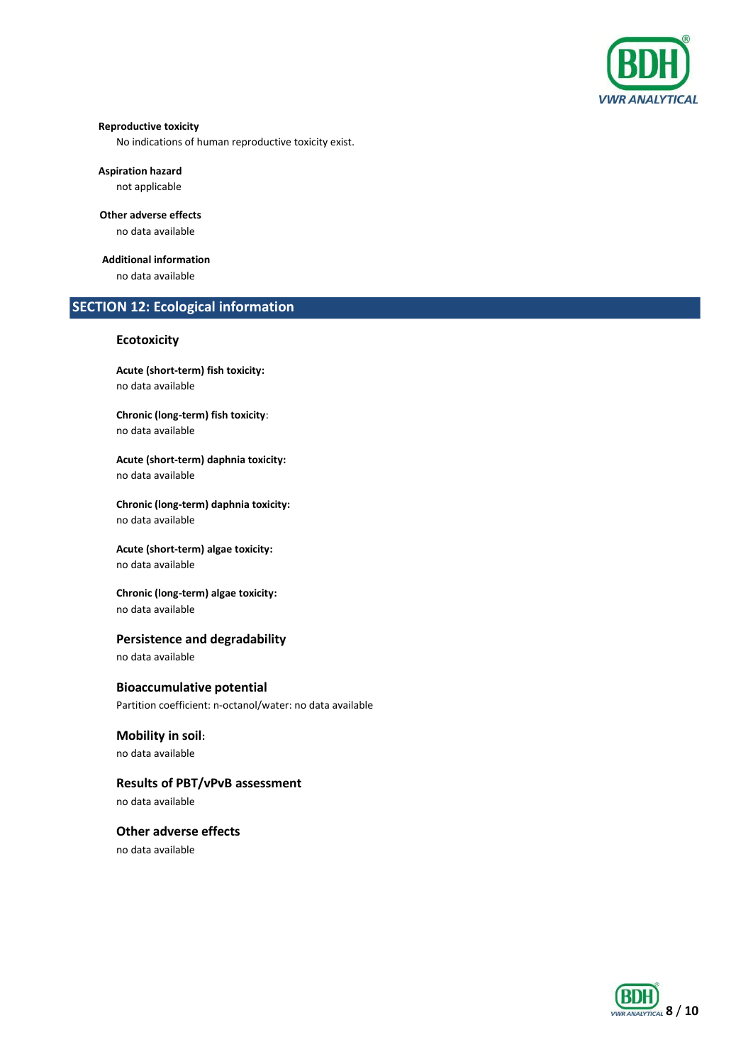**Reproductive toxicity**

No indications of human reproductive toxicity exist.

**Aspiration hazard**

not applicable

**Other adverse effects**

no data available

**Additional information**

no data available

## SECTION 12: Ecological information

### Ecotoxicity

**Acute (short-term) fish toxicity:**
no data available

**Chronic (long-term) fish toxicity**:
no data available

**Acute (short-term) daphnia toxicity:**
no data available

**Chronic (long-term) daphnia toxicity:**
no data available

**Acute (short-term) algae toxicity:**
no data available

**Chronic (long-term) algae toxicity:**
no data available

### Persistence and degradability

no data available

### Bioaccumulative potential

Partition coefficient: n-octanol/water: no data available

### Mobility in soil:

no data available

### Results of PBT/vPvB assessment

no data available

### Other adverse effects

no data available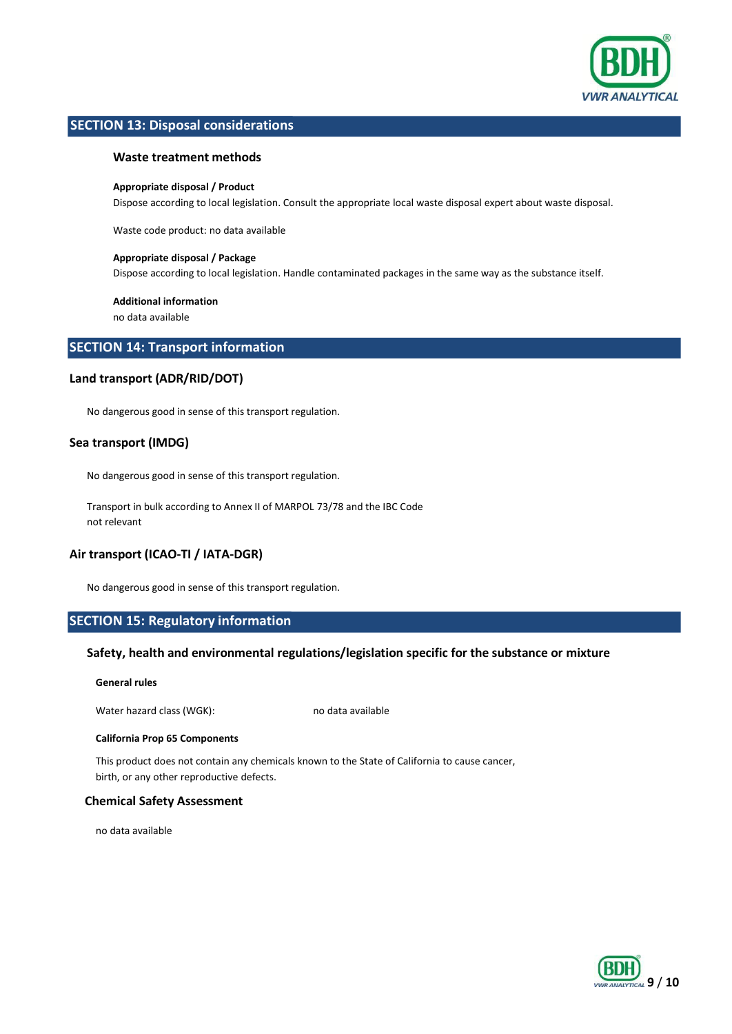## SECTION 13: Disposal considerations

### Waste treatment methods

**Appropriate disposal / Product**

Dispose according to local legislation. Consult the appropriate local waste disposal expert about waste disposal.

Waste code product: no data available

**Appropriate disposal / Package**

Dispose according to local legislation. Handle contaminated packages in the same way as the substance itself.

**Additional information**

no data available

## SECTION 14: Transport information

### Land transport (ADR/RID/DOT)

No dangerous good in sense of this transport regulation.

### Sea transport (IMDG)

No dangerous good in sense of this transport regulation.

Transport in bulk according to Annex II of MARPOL 73/78 and the IBC Code
not relevant

### Air transport (ICAO-TI / IATA-DGR)

No dangerous good in sense of this transport regulation.

## SECTION 15: Regulatory information

### Safety, health and environmental regulations/legislation specific for the substance or mixture

**General rules**

Water hazard class (WGK): no data available

**California Prop 65 Components**

This product does not contain any chemicals known to the State of California to cause cancer, birth, or any other reproductive defects.

### Chemical Safety Assessment

no data available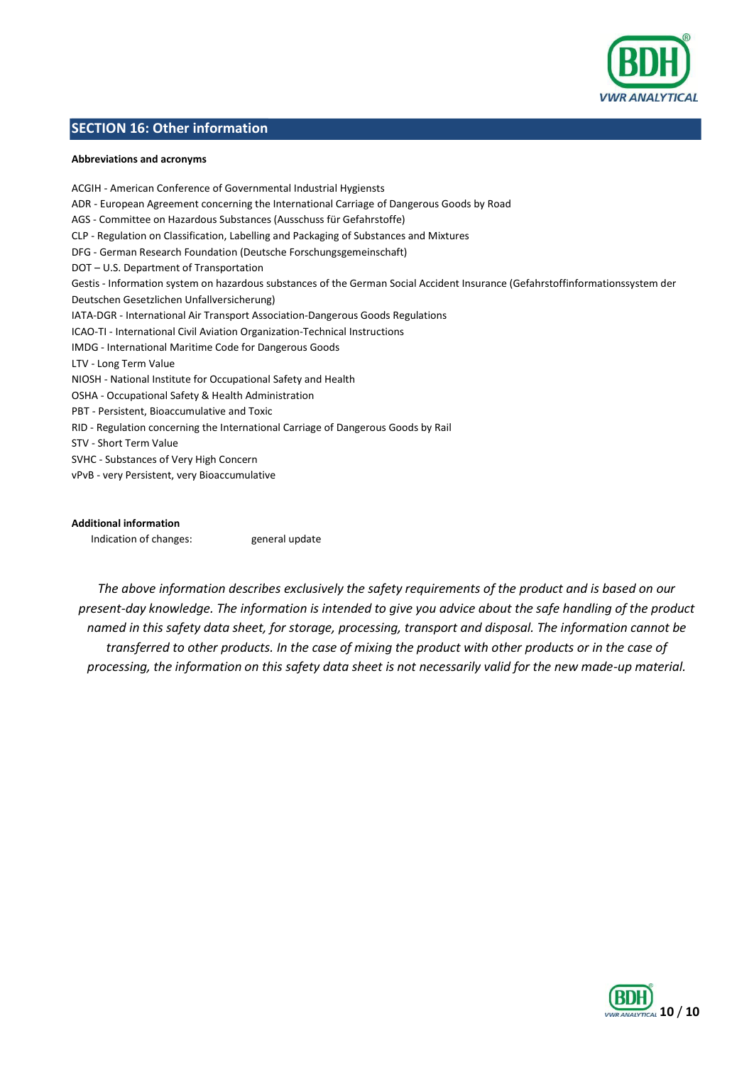## SECTION 16: Other information

**Abbreviations and acronyms**

ACGIH - American Conference of Governmental Industrial Hygiensts
ADR - European Agreement concerning the International Carriage of Dangerous Goods by Road
AGS - Committee on Hazardous Substances (Ausschuss für Gefahrstoffe)
CLP - Regulation on Classification, Labelling and Packaging of Substances and Mixtures
DFG - German Research Foundation (Deutsche Forschungsgemeinschaft)
DOT – U.S. Department of Transportation
Gestis - Information system on hazardous substances of the German Social Accident Insurance (Gefahrstoffinformationssystem der Deutschen Gesetzlichen Unfallversicherung)
IATA-DGR - International Air Transport Association-Dangerous Goods Regulations
ICAO-TI - International Civil Aviation Organization-Technical Instructions
IMDG - International Maritime Code for Dangerous Goods
LTV - Long Term Value
NIOSH - National Institute for Occupational Safety and Health
OSHA - Occupational Safety & Health Administration
PBT - Persistent, Bioaccumulative and Toxic
RID - Regulation concerning the International Carriage of Dangerous Goods by Rail
STV - Short Term Value
SVHC - Substances of Very High Concern
vPvB - very Persistent, very Bioaccumulative

**Additional information**

Indication of changes: general update

*The above information describes exclusively the safety requirements of the product and is based on our present-day knowledge. The information is intended to give you advice about the safe handling of the product named in this safety data sheet, for storage, processing, transport and disposal. The information cannot be transferred to other products. In the case of mixing the product with other products or in the case of processing, the information on this safety data sheet is not necessarily valid for the new made-up material.*